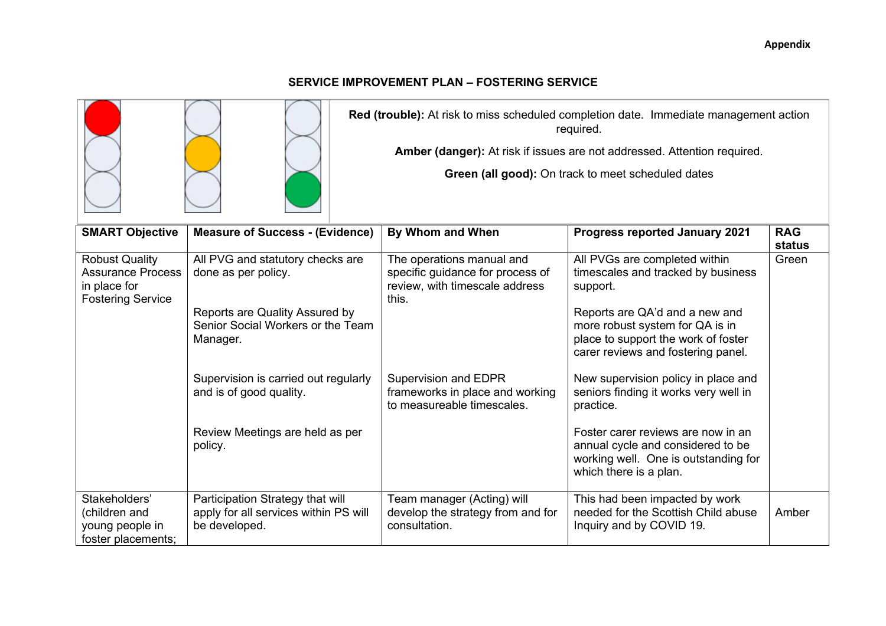**Appendix**

## SERVICE IMPROVEMENT PLAN – FOSTERING SERVICE

**Red (trouble):** At risk to miss scheduled completion date. Immediate management action required.

**Amber (danger):** At risk if issues are not addressed. Attention required.

**Green (all good):** On track to meet scheduled dates

| SMART Objective | Measure of Success - (Evidence) | By Whom and When | Progress reported January 2021 | RAG status |
|---|---|---|---|---|
| Robust Quality Assurance Process in place for Fostering Service | All PVG and statutory checks are done as per policy. | The operations manual and specific guidance for process of review, with timescale address this. | All PVGs are completed within timescales and tracked by business support. | Green |
| | Reports are Quality Assured by Senior Social Workers or the Team Manager. | | Reports are QA'd and a new and more robust system for QA is in place to support the work of foster carer reviews and fostering panel. | |
| | Supervision is carried out regularly and is of good quality. | Supervision and EDPR frameworks in place and working to measureable timescales. | New supervision policy in place and seniors finding it works very well in practice. | |
| | Review Meetings are held as per policy. | | Foster carer reviews are now in an annual cycle and considered to be working well. One is outstanding for which there is a plan. | |
| Stakeholders' (children and young people in foster placements; | Participation Strategy that will apply for all services within PS will be developed. | Team manager (Acting) will develop the strategy from and for consultation. | This had been impacted by work needed for the Scottish Child abuse Inquiry and by COVID 19. | Amber |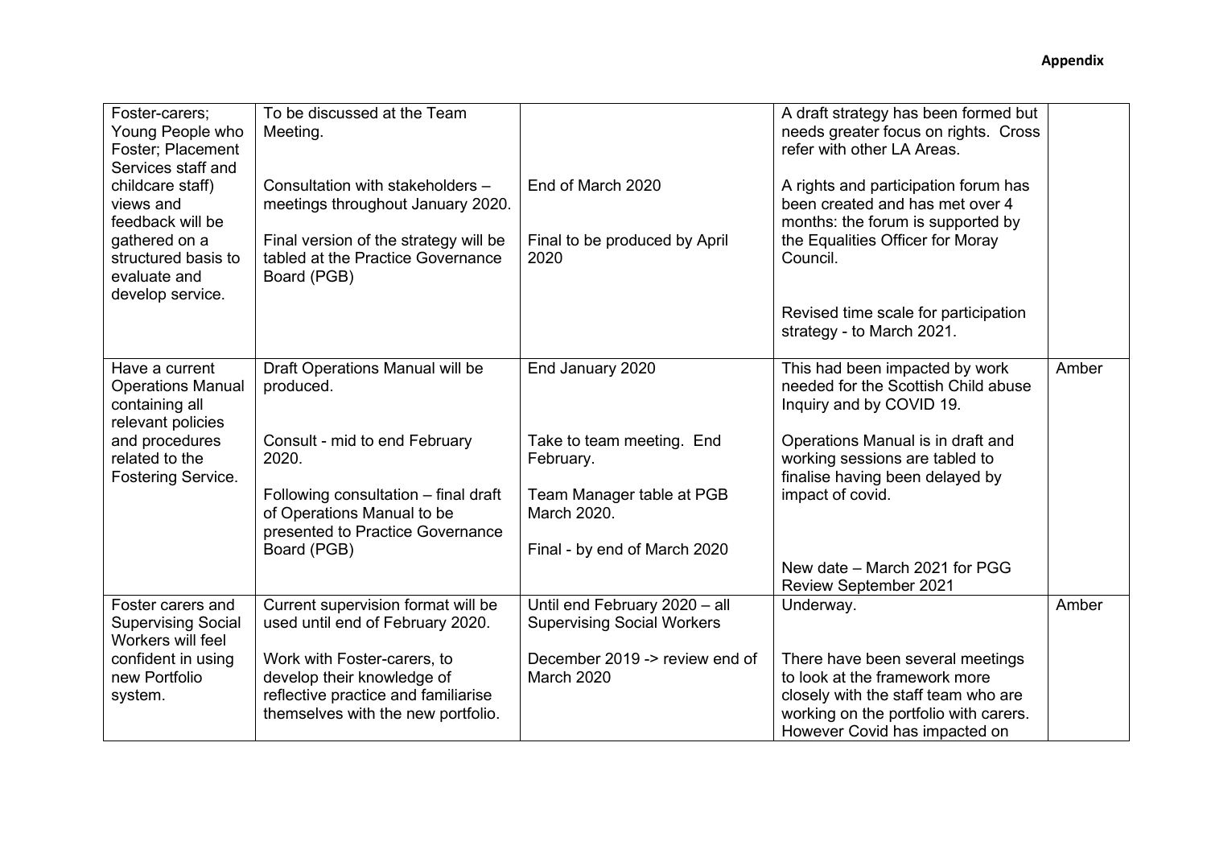**Appendix**

| | | | | |
|---|---|---|---|---|
| Foster-carers; Young People who Foster; Placement Services staff and childcare staff) views and feedback will be gathered on a structured basis to evaluate and develop service. | To be discussed at the Team Meeting.<br><br>Consultation with stakeholders – meetings throughout January 2020.<br><br>Final version of the strategy will be tabled at the Practice Governance Board (PGB) | End of March 2020<br><br>Final to be produced by April 2020 | A draft strategy has been formed but needs greater focus on rights. Cross refer with other LA Areas.<br><br>A rights and participation forum has been created and has met over 4 months: the forum is supported by the Equalities Officer for Moray Council.<br><br>Revised time scale for participation strategy - to March 2021. | |
| Have a current Operations Manual containing all relevant policies and procedures related to the Fostering Service. | Draft Operations Manual will be produced.<br><br>Consult - mid to end February 2020.<br><br>Following consultation – final draft of Operations Manual to be presented to Practice Governance Board (PGB) | End January 2020<br><br>Take to team meeting. End February.<br><br>Team Manager table at PGB March 2020.<br><br>Final - by end of March 2020 | This had been impacted by work needed for the Scottish Child abuse Inquiry and by COVID 19.<br><br>Operations Manual is in draft and working sessions are tabled to finalise having been delayed by impact of covid.<br><br>New date – March 2021 for PGG Review September 2021 | Amber |
| Foster carers and Supervising Social Workers will feel confident in using new Portfolio system. | Current supervision format will be used until end of February 2020.<br><br>Work with Foster-carers, to develop their knowledge of reflective practice and familiarise themselves with the new portfolio. | Until end February 2020 – all Supervising Social Workers<br><br>December 2019 -> review end of March 2020 | Underway.<br><br>There have been several meetings to look at the framework more closely with the staff team who are working on the portfolio with carers. However Covid has impacted on | Amber |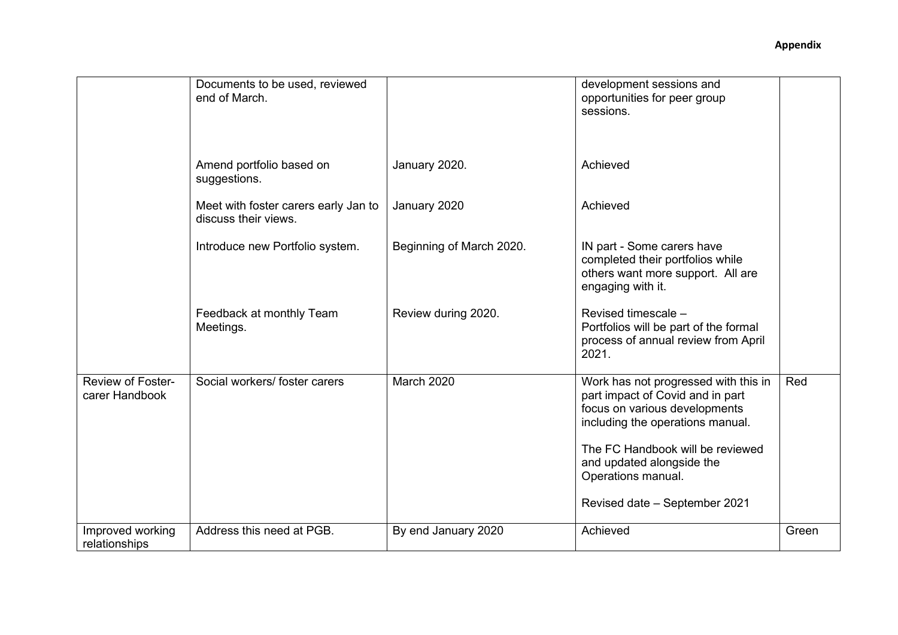**Appendix**

| | | | | |
|---|---|---|---|---|
| | Documents to be used, reviewed end of March. | | development sessions and opportunities for peer group sessions. | |
| | Amend portfolio based on suggestions. | January 2020. | Achieved | |
| | Meet with foster carers early Jan to discuss their views. | January 2020 | Achieved | |
| | Introduce new Portfolio system. | Beginning of March 2020. | IN part - Some carers have completed their portfolios while others want more support. All are engaging with it. | |
| | Feedback at monthly Team Meetings. | Review during 2020. | Revised timescale – Portfolios will be part of the formal process of annual review from April 2021. | |
| Review of Foster-carer Handbook | Social workers/ foster carers | March 2020 | Work has not progressed with this in part impact of Covid and in part focus on various developments including the operations manual.<br><br>The FC Handbook will be reviewed and updated alongside the Operations manual.<br><br>Revised date – September 2021 | Red |
| Improved working relationships | Address this need at PGB. | By end January 2020 | Achieved | Green |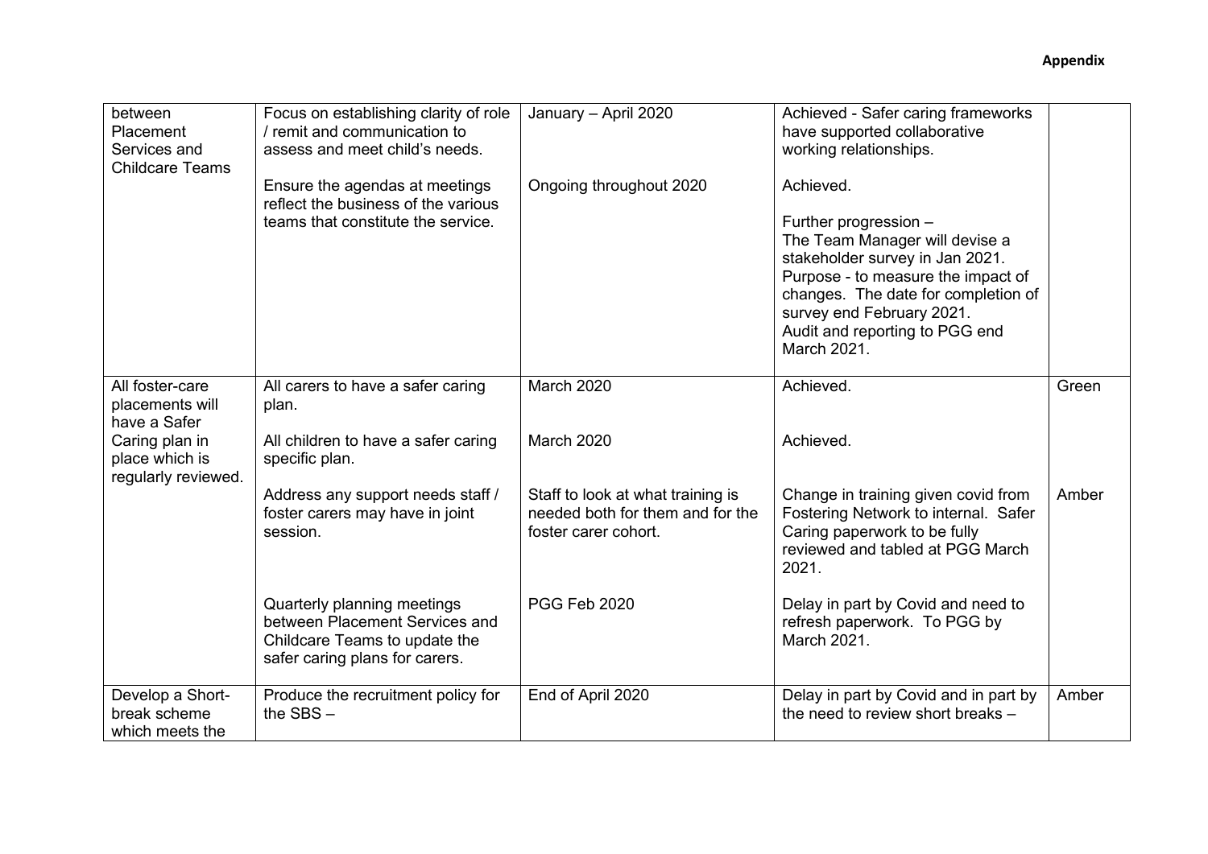**Appendix**

| | | | | |
|---|---|---|---|---|
| between Placement Services and Childcare Teams | Focus on establishing clarity of role / remit and communication to assess and meet child's needs.<br><br>Ensure the agendas at meetings reflect the business of the various teams that constitute the service. | January – April 2020<br><br>Ongoing throughout 2020 | Achieved - Safer caring frameworks have supported collaborative working relationships.<br><br>Achieved.<br><br>Further progression – The Team Manager will devise a stakeholder survey in Jan 2021. Purpose - to measure the impact of changes. The date for completion of survey end February 2021. Audit and reporting to PGG end March 2021. | |
| All foster-care placements will have a Safer Caring plan in place which is regularly reviewed. | All carers to have a safer caring plan.<br><br>All children to have a safer caring specific plan. | March 2020<br><br>March 2020 | Achieved.<br><br>Achieved. | Green |
| | Address any support needs staff / foster carers may have in joint session. | Staff to look at what training is needed both for them and for the foster carer cohort. | Change in training given covid from Fostering Network to internal. Safer Caring paperwork to be fully reviewed and tabled at PGG March 2021. | Amber |
| | Quarterly planning meetings between Placement Services and Childcare Teams to update the safer caring plans for carers. | PGG Feb 2020 | Delay in part by Covid and need to refresh paperwork. To PGG by March 2021. | |
| Develop a Short-break scheme which meets the | Produce the recruitment policy for the SBS – | End of April 2020 | Delay in part by Covid and in part by the need to review short breaks – | Amber |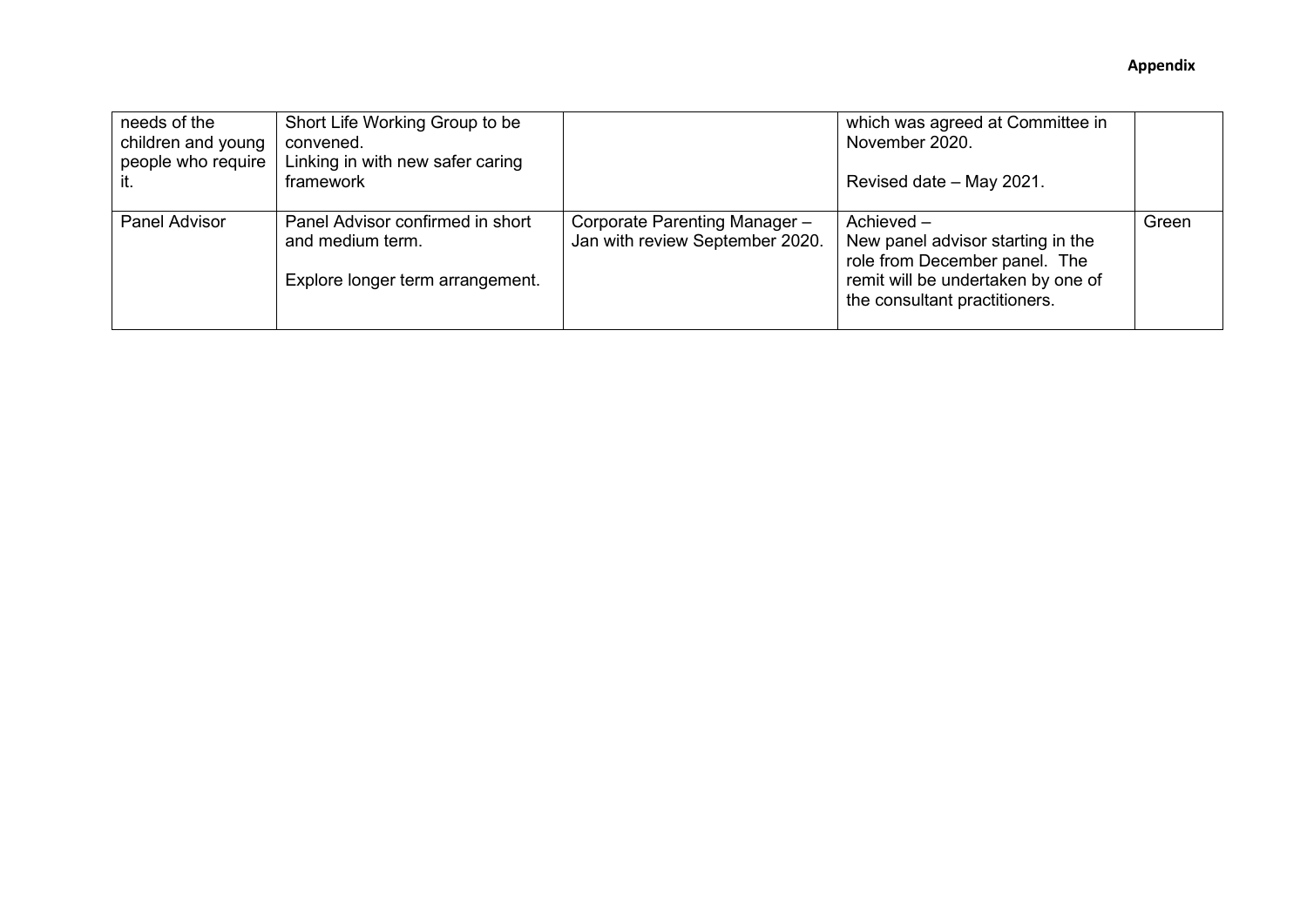**Appendix**

| | | | | |
|---|---|---|---|---|
| needs of the children and young people who require it. | Short Life Working Group to be convened.<br>Linking in with new safer caring framework | | which was agreed at Committee in November 2020.<br><br>Revised date – May 2021. | |
| Panel Advisor | Panel Advisor confirmed in short and medium term.<br><br>Explore longer term arrangement. | Corporate Parenting Manager – Jan with review September 2020. | Achieved –<br>New panel advisor starting in the role from December panel. The remit will be undertaken by one of the consultant practitioners. | Green |